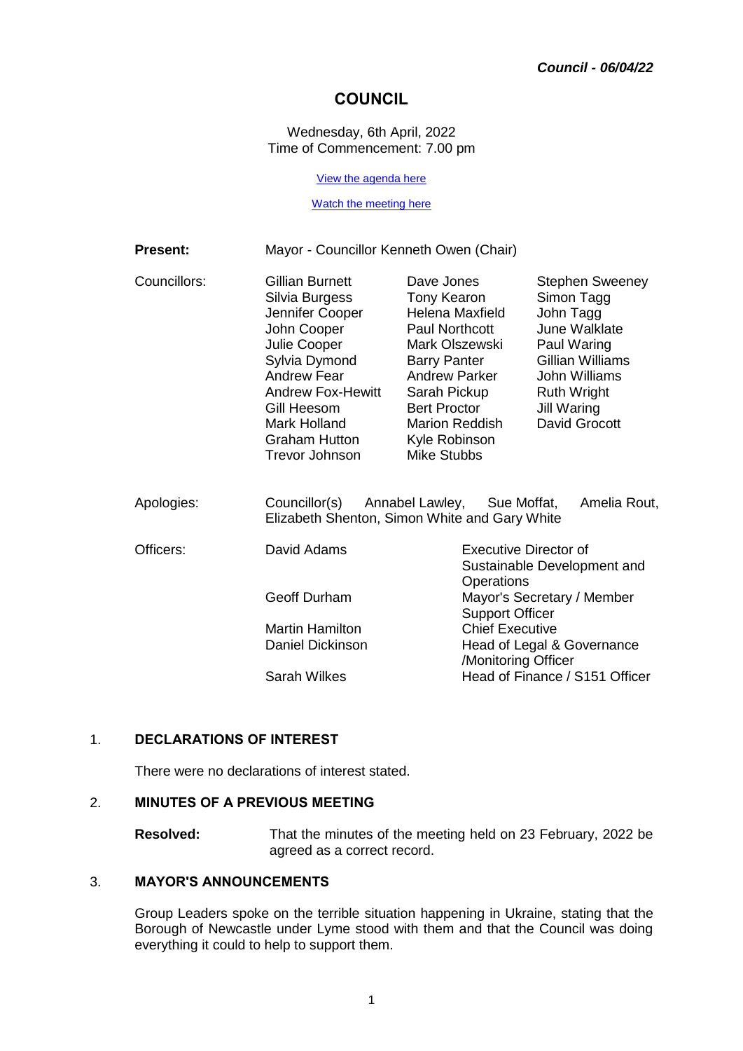*Council - 06/04/22*

# COUNCIL

Wednesday, 6th April, 2022
Time of Commencement: 7.00 pm

[View the agenda here]

[Watch the meeting here]

| | | | |
|---|---|---|---|
| **Present:** | Mayor - Councillor Kenneth Owen (Chair) | | |
| Councillors: | Gillian Burnett | Dave Jones | Stephen Sweeney |
| | Silvia Burgess | Tony Kearon | Simon Tagg |
| | Jennifer Cooper | Helena Maxfield | John Tagg |
| | John Cooper | Paul Northcott | June Walklate |
| | Julie Cooper | Mark Olszewski | Paul Waring |
| | Sylvia Dymond | Barry Panter | Gillian Williams |
| | Andrew Fear | Andrew Parker | John Williams |
| | Andrew Fox-Hewitt | Sarah Pickup | Ruth Wright |
| | Gill Heesom | Bert Proctor | Jill Waring |
| | Mark Holland | Marion Reddish | David Grocott |
| | Graham Hutton | Kyle Robinson | |
| | Trevor Johnson | Mike Stubbs | |

Apologies: Councillor(s) Annabel Lawley, Sue Moffat, Amelia Rout, Elizabeth Shenton, Simon White and Gary White

| Officers: | | |
|---|---|---|
| | David Adams | Executive Director of Sustainable Development and Operations |
| | Geoff Durham | Mayor's Secretary / Member Support Officer |
| | Martin Hamilton | Chief Executive |
| | Daniel Dickinson | Head of Legal & Governance /Monitoring Officer |
| | Sarah Wilkes | Head of Finance / S151 Officer |

## 1. DECLARATIONS OF INTEREST

There were no declarations of interest stated.

## 2. MINUTES OF A PREVIOUS MEETING

**Resolved:** That the minutes of the meeting held on 23 February, 2022 be agreed as a correct record.

## 3. MAYOR'S ANNOUNCEMENTS

Group Leaders spoke on the terrible situation happening in Ukraine, stating that the Borough of Newcastle under Lyme stood with them and that the Council was doing everything it could to help to support them.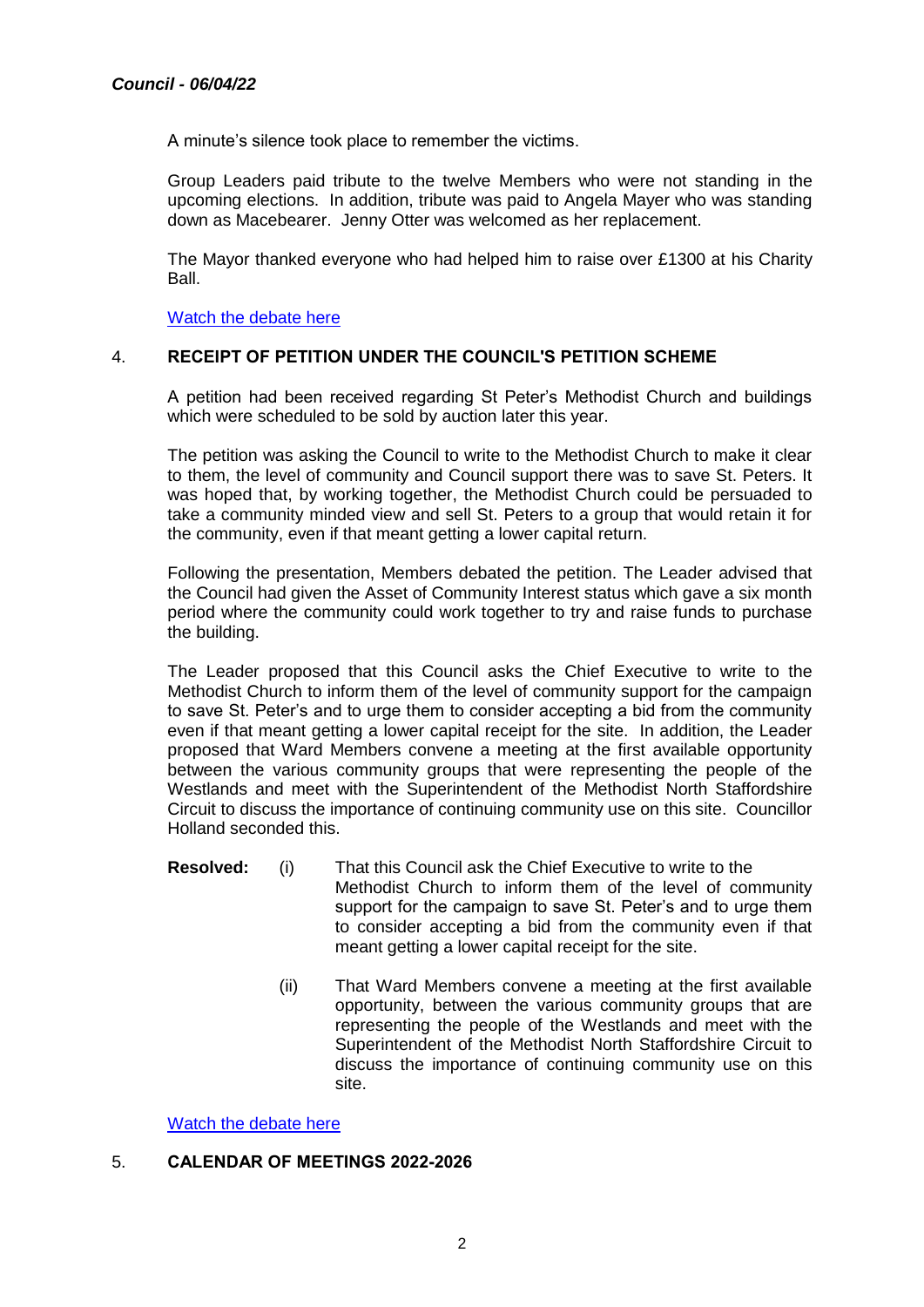A minute's silence took place to remember the victims.

Group Leaders paid tribute to the twelve Members who were not standing in the upcoming elections. In addition, tribute was paid to Angela Mayer who was standing down as Macebearer. Jenny Otter was welcomed as her replacement.

The Mayor thanked everyone who had helped him to raise over £1300 at his Charity Ball.

[Watch the debate here]

## 4. RECEIPT OF PETITION UNDER THE COUNCIL'S PETITION SCHEME

A petition had been received regarding St Peter's Methodist Church and buildings which were scheduled to be sold by auction later this year.

The petition was asking the Council to write to the Methodist Church to make it clear to them, the level of community and Council support there was to save St. Peters. It was hoped that, by working together, the Methodist Church could be persuaded to take a community minded view and sell St. Peters to a group that would retain it for the community, even if that meant getting a lower capital return.

Following the presentation, Members debated the petition. The Leader advised that the Council had given the Asset of Community Interest status which gave a six month period where the community could work together to try and raise funds to purchase the building.

The Leader proposed that this Council asks the Chief Executive to write to the Methodist Church to inform them of the level of community support for the campaign to save St. Peter's and to urge them to consider accepting a bid from the community even if that meant getting a lower capital receipt for the site. In addition, the Leader proposed that Ward Members convene a meeting at the first available opportunity between the various community groups that were representing the people of the Westlands and meet with the Superintendent of the Methodist North Staffordshire Circuit to discuss the importance of continuing community use on this site. Councillor Holland seconded this.

**Resolved:** (i) That this Council ask the Chief Executive to write to the Methodist Church to inform them of the level of community support for the campaign to save St. Peter's and to urge them to consider accepting a bid from the community even if that meant getting a lower capital receipt for the site.

(ii) That Ward Members convene a meeting at the first available opportunity, between the various community groups that are representing the people of the Westlands and meet with the Superintendent of the Methodist North Staffordshire Circuit to discuss the importance of continuing community use on this site.

[Watch the debate here]

## 5. CALENDAR OF MEETINGS 2022-2026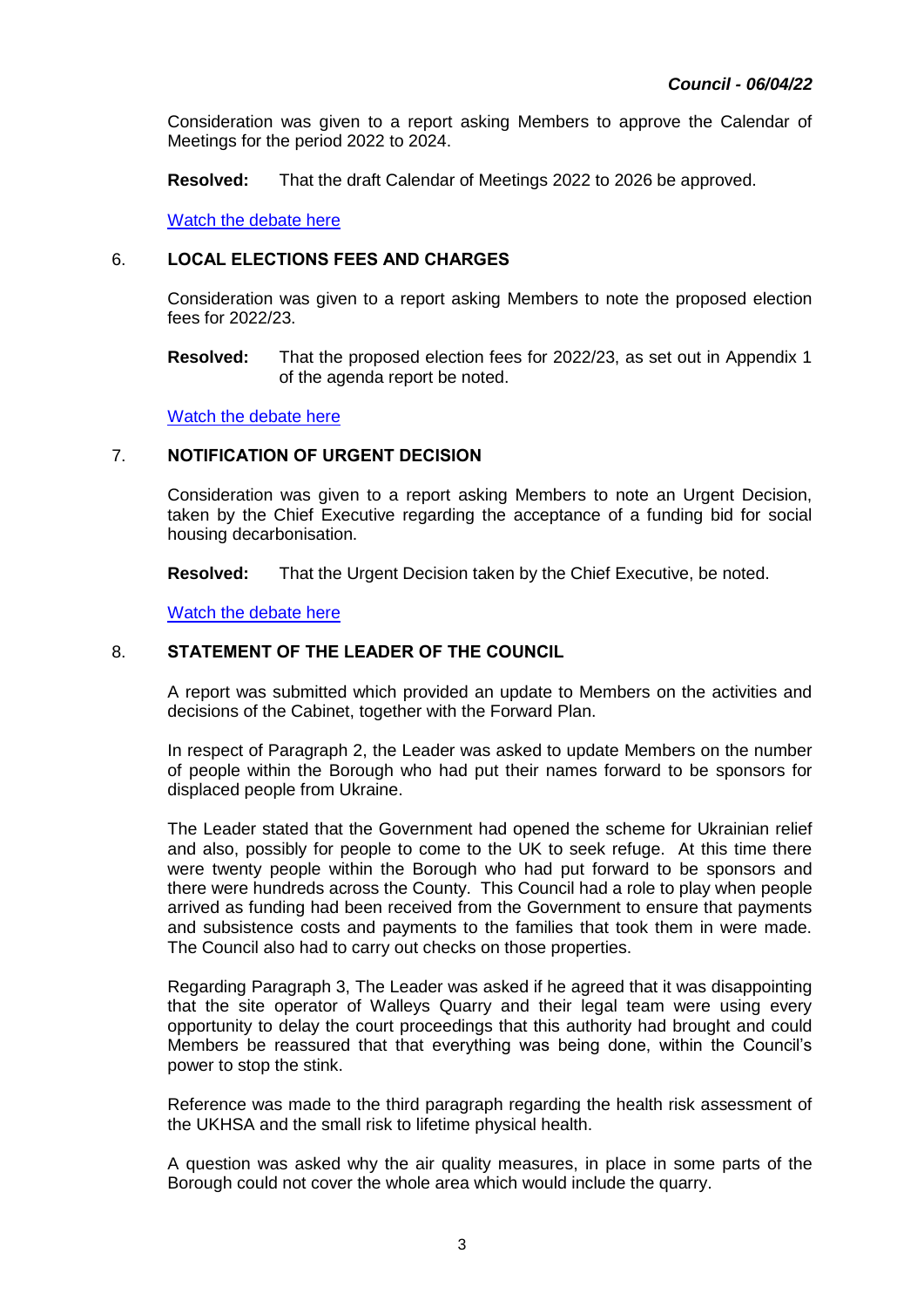Consideration was given to a report asking Members to approve the Calendar of Meetings for the period 2022 to 2024.

**Resolved:** That the draft Calendar of Meetings 2022 to 2026 be approved.

Watch the debate here

## 6. LOCAL ELECTIONS FEES AND CHARGES

Consideration was given to a report asking Members to note the proposed election fees for 2022/23.

**Resolved:** That the proposed election fees for 2022/23, as set out in Appendix 1 of the agenda report be noted.

Watch the debate here

## 7. NOTIFICATION OF URGENT DECISION

Consideration was given to a report asking Members to note an Urgent Decision, taken by the Chief Executive regarding the acceptance of a funding bid for social housing decarbonisation.

**Resolved:** That the Urgent Decision taken by the Chief Executive, be noted.

Watch the debate here

## 8. STATEMENT OF THE LEADER OF THE COUNCIL

A report was submitted which provided an update to Members on the activities and decisions of the Cabinet, together with the Forward Plan.

In respect of Paragraph 2, the Leader was asked to update Members on the number of people within the Borough who had put their names forward to be sponsors for displaced people from Ukraine.

The Leader stated that the Government had opened the scheme for Ukrainian relief and also, possibly for people to come to the UK to seek refuge. At this time there were twenty people within the Borough who had put forward to be sponsors and there were hundreds across the County. This Council had a role to play when people arrived as funding had been received from the Government to ensure that payments and subsistence costs and payments to the families that took them in were made. The Council also had to carry out checks on those properties.

Regarding Paragraph 3, The Leader was asked if he agreed that it was disappointing that the site operator of Walleys Quarry and their legal team were using every opportunity to delay the court proceedings that this authority had brought and could Members be reassured that that everything was being done, within the Council's power to stop the stink.

Reference was made to the third paragraph regarding the health risk assessment of the UKHSA and the small risk to lifetime physical health.

A question was asked why the air quality measures, in place in some parts of the Borough could not cover the whole area which would include the quarry.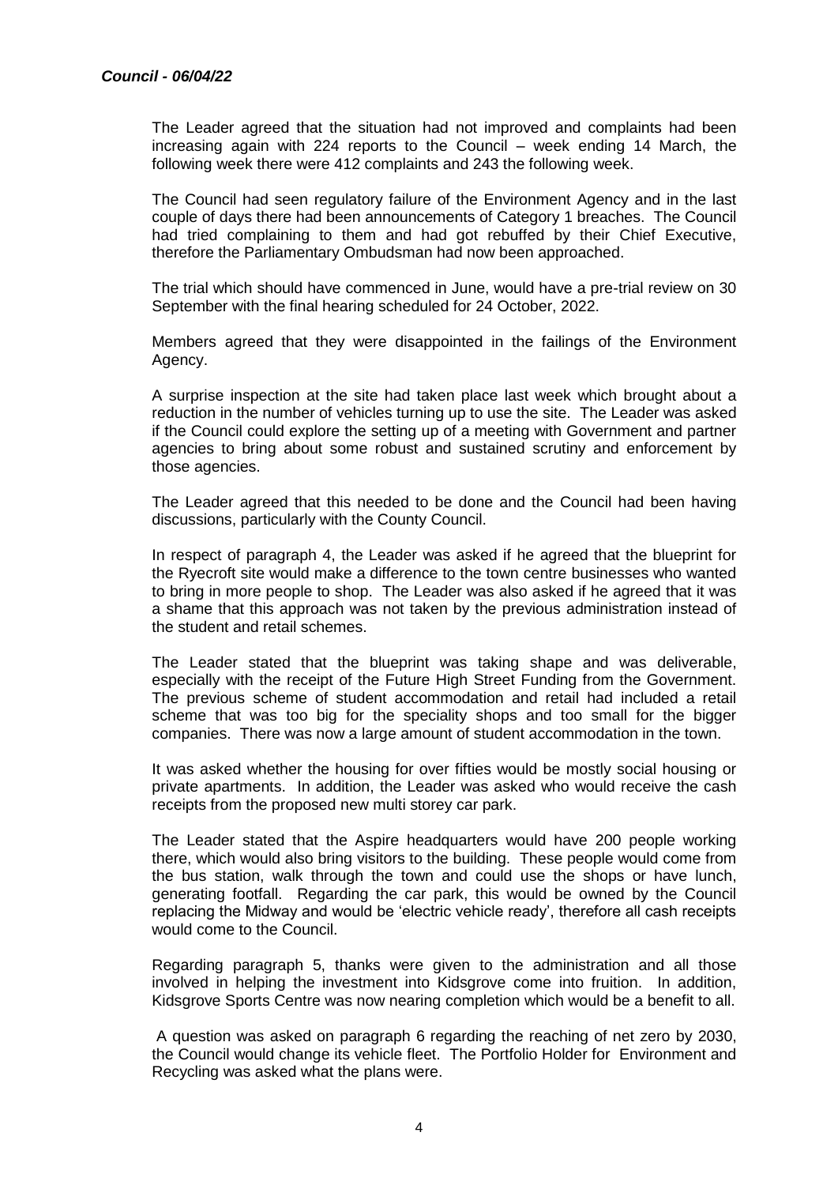The Leader agreed that the situation had not improved and complaints had been increasing again with 224 reports to the Council – week ending 14 March, the following week there were 412 complaints and 243 the following week.

The Council had seen regulatory failure of the Environment Agency and in the last couple of days there had been announcements of Category 1 breaches. The Council had tried complaining to them and had got rebuffed by their Chief Executive, therefore the Parliamentary Ombudsman had now been approached.

The trial which should have commenced in June, would have a pre-trial review on 30 September with the final hearing scheduled for 24 October, 2022.

Members agreed that they were disappointed in the failings of the Environment Agency.

A surprise inspection at the site had taken place last week which brought about a reduction in the number of vehicles turning up to use the site. The Leader was asked if the Council could explore the setting up of a meeting with Government and partner agencies to bring about some robust and sustained scrutiny and enforcement by those agencies.

The Leader agreed that this needed to be done and the Council had been having discussions, particularly with the County Council.

In respect of paragraph 4, the Leader was asked if he agreed that the blueprint for the Ryecroft site would make a difference to the town centre businesses who wanted to bring in more people to shop. The Leader was also asked if he agreed that it was a shame that this approach was not taken by the previous administration instead of the student and retail schemes.

The Leader stated that the blueprint was taking shape and was deliverable, especially with the receipt of the Future High Street Funding from the Government. The previous scheme of student accommodation and retail had included a retail scheme that was too big for the speciality shops and too small for the bigger companies. There was now a large amount of student accommodation in the town.

It was asked whether the housing for over fifties would be mostly social housing or private apartments. In addition, the Leader was asked who would receive the cash receipts from the proposed new multi storey car park.

The Leader stated that the Aspire headquarters would have 200 people working there, which would also bring visitors to the building. These people would come from the bus station, walk through the town and could use the shops or have lunch, generating footfall. Regarding the car park, this would be owned by the Council replacing the Midway and would be 'electric vehicle ready', therefore all cash receipts would come to the Council.

Regarding paragraph 5, thanks were given to the administration and all those involved in helping the investment into Kidsgrove come into fruition. In addition, Kidsgrove Sports Centre was now nearing completion which would be a benefit to all.

A question was asked on paragraph 6 regarding the reaching of net zero by 2030, the Council would change its vehicle fleet. The Portfolio Holder for Environment and Recycling was asked what the plans were.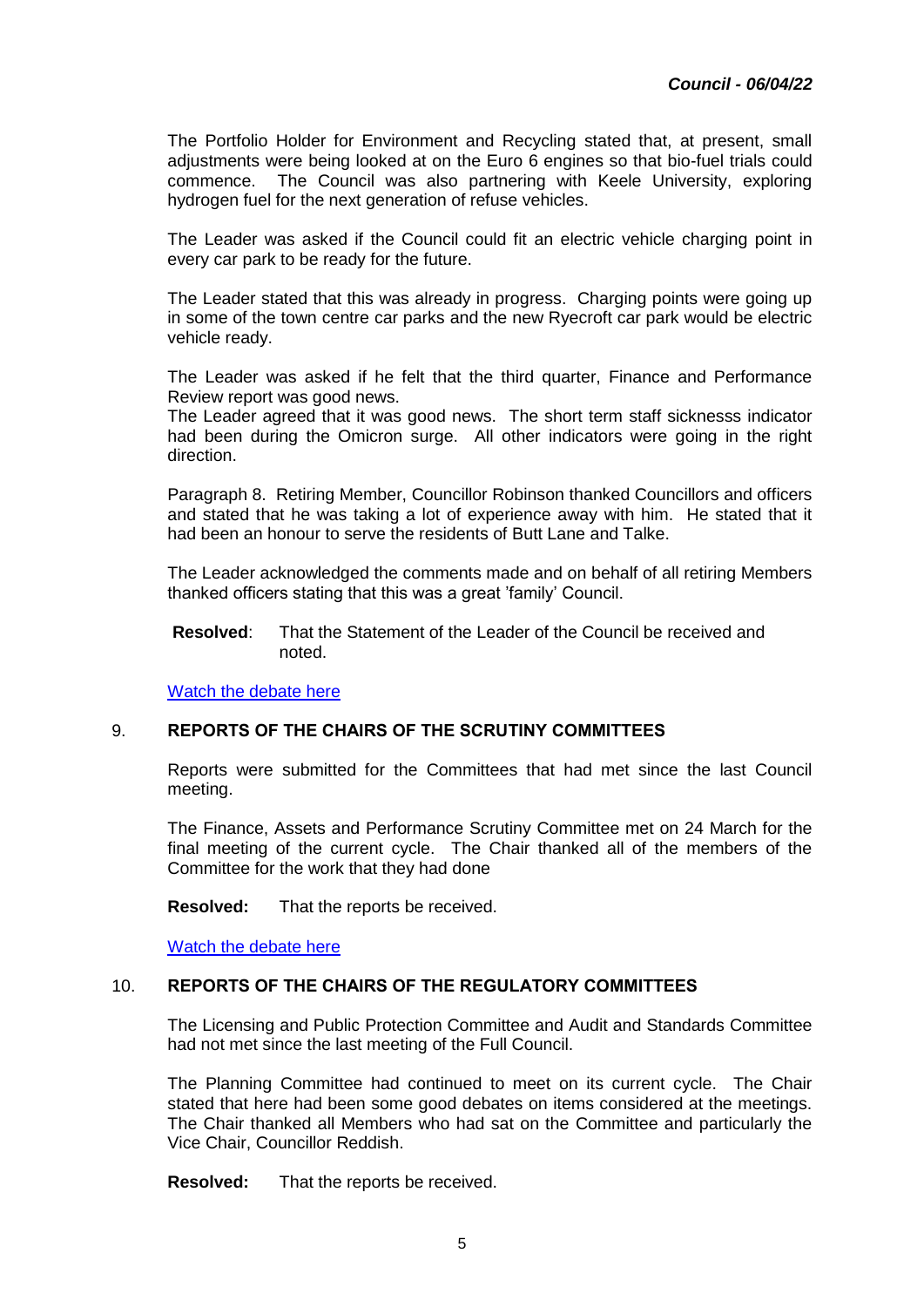The Portfolio Holder for Environment and Recycling stated that, at present, small adjustments were being looked at on the Euro 6 engines so that bio-fuel trials could commence. The Council was also partnering with Keele University, exploring hydrogen fuel for the next generation of refuse vehicles.

The Leader was asked if the Council could fit an electric vehicle charging point in every car park to be ready for the future.

The Leader stated that this was already in progress. Charging points were going up in some of the town centre car parks and the new Ryecroft car park would be electric vehicle ready.

The Leader was asked if he felt that the third quarter, Finance and Performance Review report was good news.
The Leader agreed that it was good news. The short term staff sicknesss indicator had been during the Omicron surge. All other indicators were going in the right direction.

Paragraph 8. Retiring Member, Councillor Robinson thanked Councillors and officers and stated that he was taking a lot of experience away with him. He stated that it had been an honour to serve the residents of Butt Lane and Talke.

The Leader acknowledged the comments made and on behalf of all retiring Members thanked officers stating that this was a great 'family' Council.

**Resolved**: That the Statement of the Leader of the Council be received and noted.

Watch the debate here

## 9. REPORTS OF THE CHAIRS OF THE SCRUTINY COMMITTEES

Reports were submitted for the Committees that had met since the last Council meeting.

The Finance, Assets and Performance Scrutiny Committee met on 24 March for the final meeting of the current cycle. The Chair thanked all of the members of the Committee for the work that they had done

**Resolved:** That the reports be received.

Watch the debate here

## 10. REPORTS OF THE CHAIRS OF THE REGULATORY COMMITTEES

The Licensing and Public Protection Committee and Audit and Standards Committee had not met since the last meeting of the Full Council.

The Planning Committee had continued to meet on its current cycle. The Chair stated that here had been some good debates on items considered at the meetings. The Chair thanked all Members who had sat on the Committee and particularly the Vice Chair, Councillor Reddish.

**Resolved:** That the reports be received.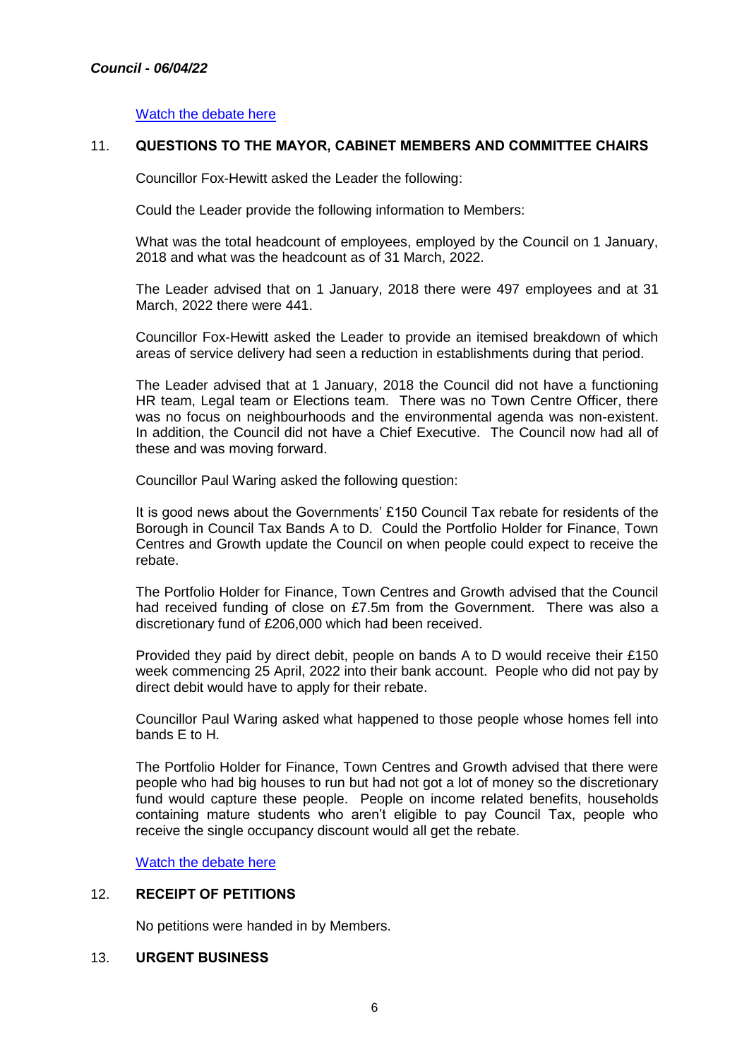[Watch the debate here]

## 11. QUESTIONS TO THE MAYOR, CABINET MEMBERS AND COMMITTEE CHAIRS

Councillor Fox-Hewitt asked the Leader the following:

Could the Leader provide the following information to Members:

What was the total headcount of employees, employed by the Council on 1 January, 2018 and what was the headcount as of 31 March, 2022.

The Leader advised that on 1 January, 2018 there were 497 employees and at 31 March, 2022 there were 441.

Councillor Fox-Hewitt asked the Leader to provide an itemised breakdown of which areas of service delivery had seen a reduction in establishments during that period.

The Leader advised that at 1 January, 2018 the Council did not have a functioning HR team, Legal team or Elections team. There was no Town Centre Officer, there was no focus on neighbourhoods and the environmental agenda was non-existent. In addition, the Council did not have a Chief Executive. The Council now had all of these and was moving forward.

Councillor Paul Waring asked the following question:

It is good news about the Governments' £150 Council Tax rebate for residents of the Borough in Council Tax Bands A to D. Could the Portfolio Holder for Finance, Town Centres and Growth update the Council on when people could expect to receive the rebate.

The Portfolio Holder for Finance, Town Centres and Growth advised that the Council had received funding of close on £7.5m from the Government. There was also a discretionary fund of £206,000 which had been received.

Provided they paid by direct debit, people on bands A to D would receive their £150 week commencing 25 April, 2022 into their bank account. People who did not pay by direct debit would have to apply for their rebate.

Councillor Paul Waring asked what happened to those people whose homes fell into bands E to H.

The Portfolio Holder for Finance, Town Centres and Growth advised that there were people who had big houses to run but had not got a lot of money so the discretionary fund would capture these people. People on income related benefits, households containing mature students who aren't eligible to pay Council Tax, people who receive the single occupancy discount would all get the rebate.

[Watch the debate here]

## 12. RECEIPT OF PETITIONS

No petitions were handed in by Members.

## 13. URGENT BUSINESS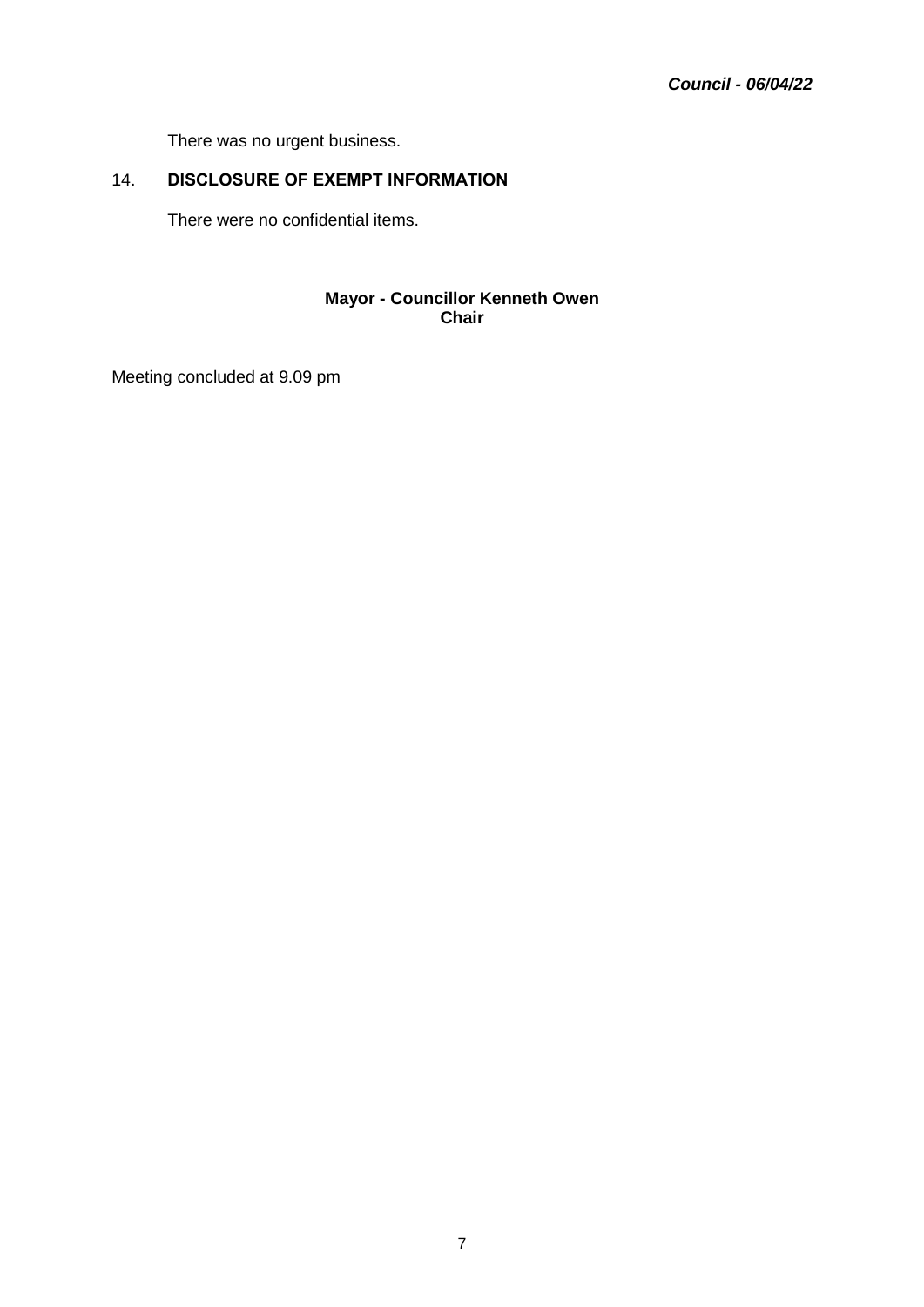There was no urgent business.

## 14. DISCLOSURE OF EXEMPT INFORMATION

There were no confidential items.

**Mayor - Councillor Kenneth Owen**
**Chair**

Meeting concluded at 9.09 pm